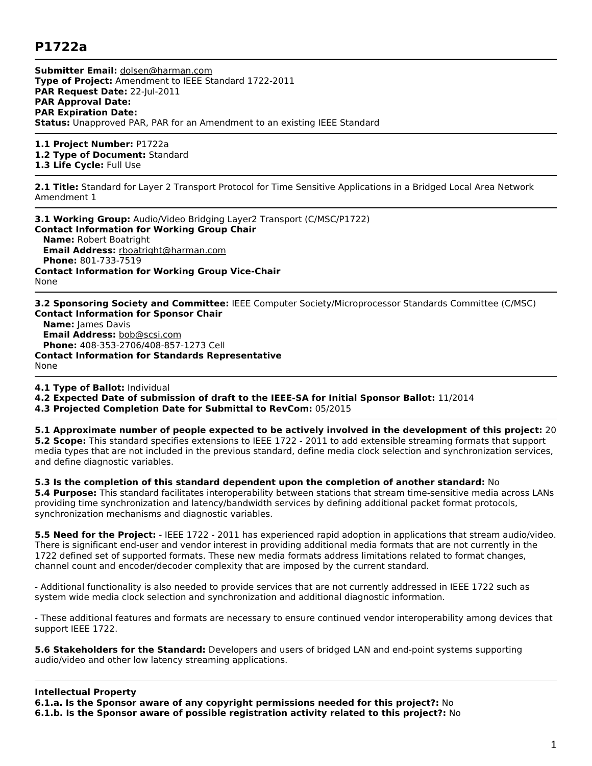# P1722a

**Submitter Email:** dolsen@harman.com
**Type of Project:** Amendment to IEEE Standard 1722-2011
**PAR Request Date:** 22-Jul-2011
**PAR Approval Date:**
**PAR Expiration Date:**
**Status:** Unapproved PAR, PAR for an Amendment to an existing IEEE Standard

---

**1.1 Project Number:** P1722a
**1.2 Type of Document:** Standard
**1.3 Life Cycle:** Full Use

---

**2.1 Title:** Standard for Layer 2 Transport Protocol for Time Sensitive Applications in a Bridged Local Area Network Amendment 1

---

**3.1 Working Group:** Audio/Video Bridging Layer2 Transport (C/MSC/P1722)
**Contact Information for Working Group Chair**
  **Name:** Robert Boatright
  **Email Address:** rboatright@harman.com
  **Phone:** 801-733-7519
**Contact Information for Working Group Vice-Chair**
None

---

**3.2 Sponsoring Society and Committee:** IEEE Computer Society/Microprocessor Standards Committee (C/MSC)
**Contact Information for Sponsor Chair**
  **Name:** James Davis
  **Email Address:** bob@scsi.com
  **Phone:** 408-353-2706/408-857-1273 Cell
**Contact Information for Standards Representative**
None

---

**4.1 Type of Ballot:** Individual
**4.2 Expected Date of submission of draft to the IEEE-SA for Initial Sponsor Ballot:** 11/2014
**4.3 Projected Completion Date for Submittal to RevCom:** 05/2015

---

**5.1 Approximate number of people expected to be actively involved in the development of this project:** 20
**5.2 Scope:** This standard specifies extensions to IEEE 1722 - 2011 to add extensible streaming formats that support media types that are not included in the previous standard, define media clock selection and synchronization services, and define diagnostic variables.

**5.3 Is the completion of this standard dependent upon the completion of another standard:** No
**5.4 Purpose:** This standard facilitates interoperability between stations that stream time-sensitive media across LANs providing time synchronization and latency/bandwidth services by defining additional packet format protocols, synchronization mechanisms and diagnostic variables.

**5.5 Need for the Project:** - IEEE 1722 - 2011 has experienced rapid adoption in applications that stream audio/video. There is significant end-user and vendor interest in providing additional media formats that are not currently in the 1722 defined set of supported formats. These new media formats address limitations related to format changes, channel count and encoder/decoder complexity that are imposed by the current standard.

- Additional functionality is also needed to provide services that are not currently addressed in IEEE 1722 such as system wide media clock selection and synchronization and additional diagnostic information.

- These additional features and formats are necessary to ensure continued vendor interoperability among devices that support IEEE 1722.

**5.6 Stakeholders for the Standard:** Developers and users of bridged LAN and end-point systems supporting audio/video and other low latency streaming applications.

---

**Intellectual Property**
**6.1.a. Is the Sponsor aware of any copyright permissions needed for this project?:** No
**6.1.b. Is the Sponsor aware of possible registration activity related to this project?:** No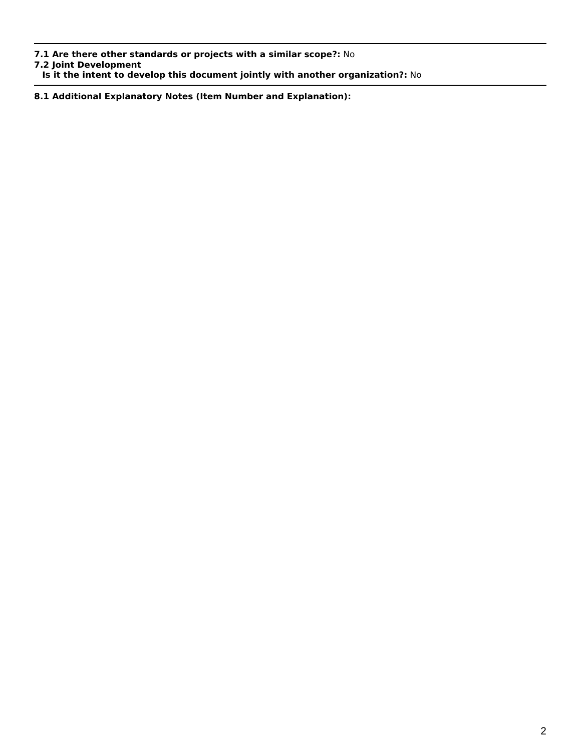---

**7.1 Are there other standards or projects with a similar scope?:** No

**7.2 Joint Development**

**Is it the intent to develop this document jointly with another organization?:** No

---

**8.1 Additional Explanatory Notes (Item Number and Explanation):**